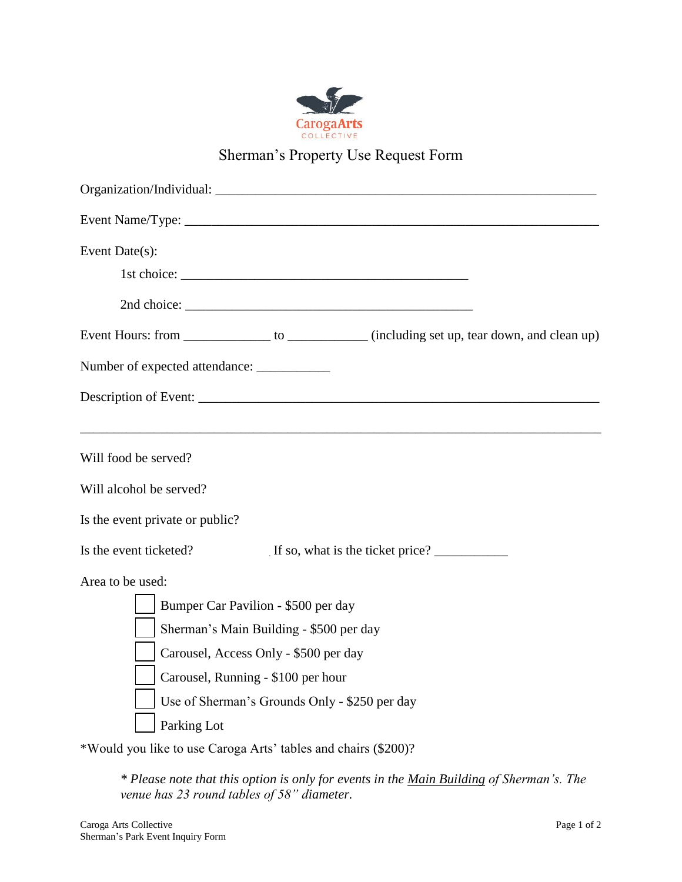CarogaArts
COLLECTIVE

# Sherman's Property Use Request Form

Organization/Individual: ____________________________________________________________

Event Name/Type: ________________________________________________________________

Event Date(s):

1st choice: _____________________________________________

2nd choice: _____________________________________________

Event Hours: from _____________ to ____________ (including set up, tear down, and clean up)

Number of expected attendance: ___________

Description of Event: ___________________________________________________________

__________________________________________________________________________________

Will food be served?

Will alcohol be served?

Is the event private or public?

Is the event ticketed? If so, what is the ticket price? ___________

Area to be used:

- ☐ Bumper Car Pavilion - $500 per day
- ☐ Sherman's Main Building - $500 per day
- ☐ Carousel, Access Only - $500 per day
- ☐ Carousel, Running - $100 per hour
- ☐ Use of Sherman's Grounds Only - $250 per day
- ☐ Parking Lot

*Would you like to use Caroga Arts' tables and chairs ($200)?

> *\* Please note that this option is only for events in the* <u>Main Building</u> *of Sherman's. The venue has 23 round tables of 58" diameter.*

Caroga Arts Collective
Sherman's Park Event Inquiry Form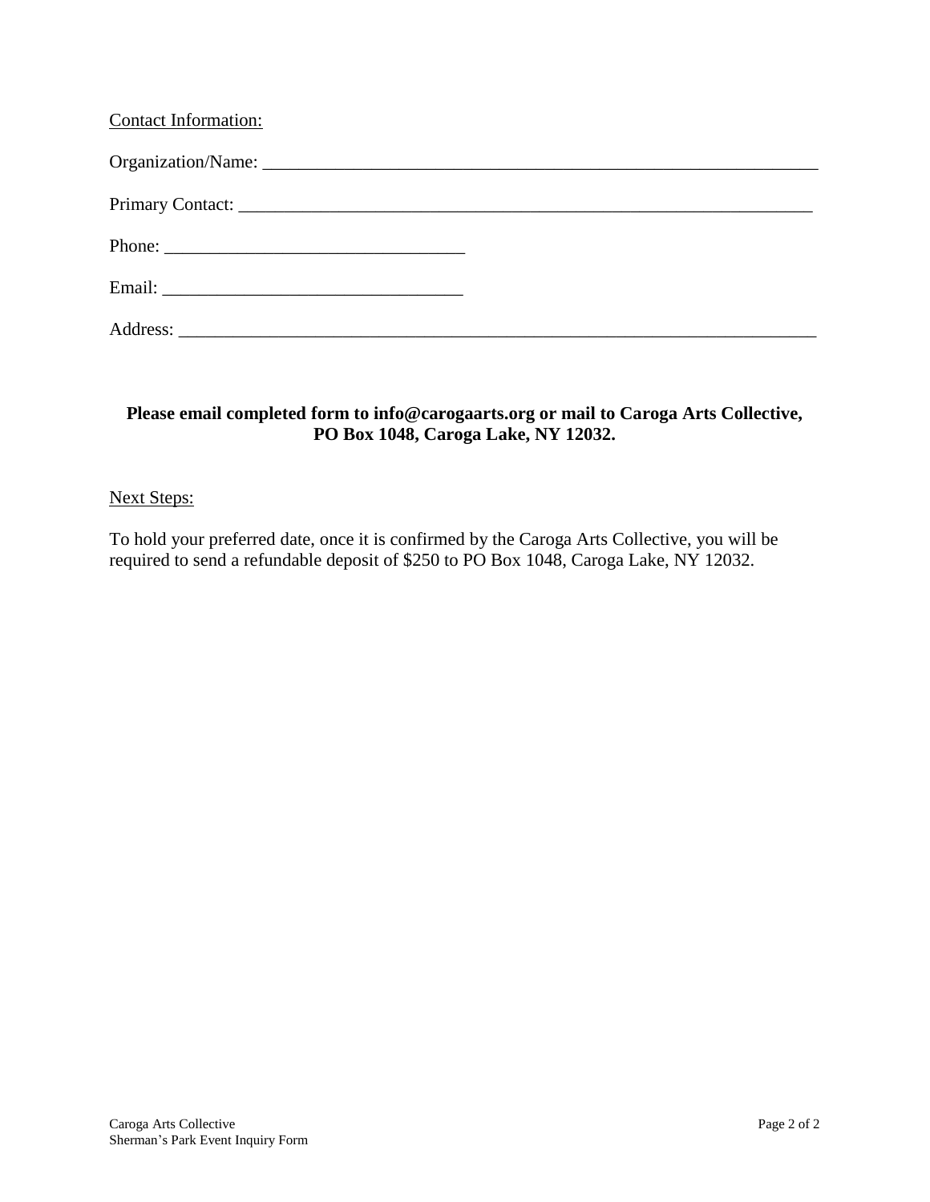Contact Information:

Organization/Name: ____________________________________________________________

Primary Contact: ______________________________________________________________

Phone: _________________________________

Email: _________________________________

Address: ______________________________________________________________________

**Please email completed form to info@carogaarts.org or mail to Caroga Arts Collective, PO Box 1048, Caroga Lake, NY 12032.**

Next Steps:

To hold your preferred date, once it is confirmed by the Caroga Arts Collective, you will be required to send a refundable deposit of $250 to PO Box 1048, Caroga Lake, NY 12032.